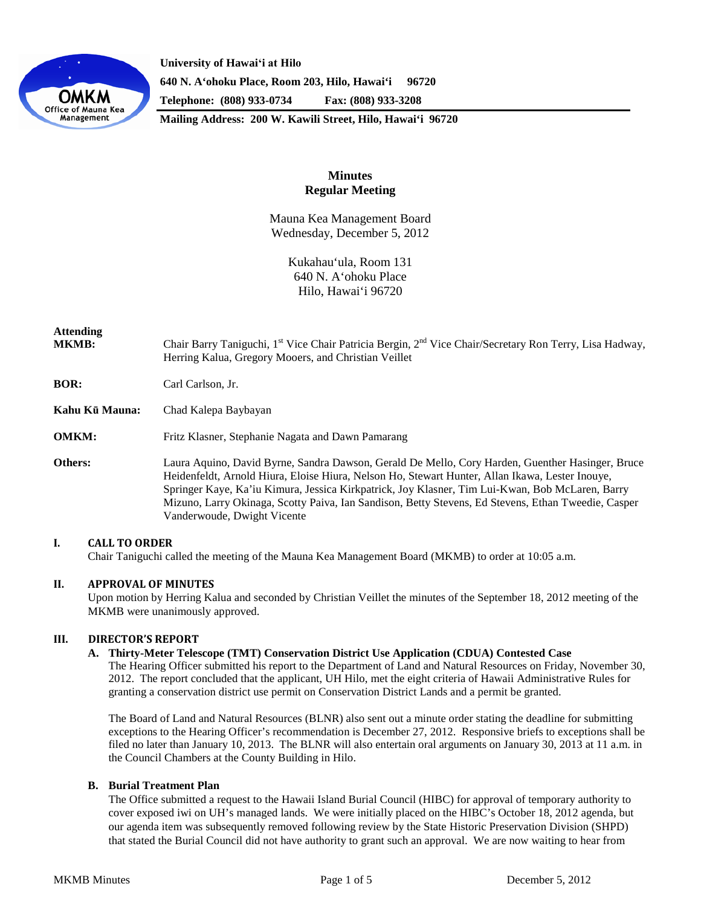University of Hawai'i at Hilo
640 N. A'ohoku Place, Room 203, Hilo, Hawai'i 96720
Telephone: (808) 933-0734 Fax: (808) 933-3208
Mailing Address: 200 W. Kawili Street, Hilo, Hawai'i 96720

# Minutes
## Regular Meeting

Mauna Kea Management Board
Wednesday, December 5, 2012

Kukahau'ula, Room 131
640 N. A'ohoku Place
Hilo, Hawai'i 96720

**Attending**

**MKMB:** Chair Barry Taniguchi, 1st Vice Chair Patricia Bergin, 2nd Vice Chair/Secretary Ron Terry, Lisa Hadway, Herring Kalua, Gregory Mooers, and Christian Veillet

**BOR:** Carl Carlson, Jr.

**Kahu Kū Mauna:** Chad Kalepa Baybayan

**OMKM:** Fritz Klasner, Stephanie Nagata and Dawn Pamarang

**Others:** Laura Aquino, David Byrne, Sandra Dawson, Gerald De Mello, Cory Harden, Guenther Hasinger, Bruce Heidenfeldt, Arnold Hiura, Eloise Hiura, Nelson Ho, Stewart Hunter, Allan Ikawa, Lester Inouye, Springer Kaye, Ka'iu Kimura, Jessica Kirkpatrick, Joy Klasner, Tim Lui-Kwan, Bob McLaren, Barry Mizuno, Larry Okinaga, Scotty Paiva, Ian Sandison, Betty Stevens, Ed Stevens, Ethan Tweedie, Casper Vanderwoude, Dwight Vicente

### I. CALL TO ORDER

Chair Taniguchi called the meeting of the Mauna Kea Management Board (MKMB) to order at 10:05 a.m.

### II. APPROVAL OF MINUTES

Upon motion by Herring Kalua and seconded by Christian Veillet the minutes of the September 18, 2012 meeting of the MKMB were unanimously approved.

### III. DIRECTOR'S REPORT

**A. Thirty-Meter Telescope (TMT) Conservation District Use Application (CDUA) Contested Case**

The Hearing Officer submitted his report to the Department of Land and Natural Resources on Friday, November 30, 2012. The report concluded that the applicant, UH Hilo, met the eight criteria of Hawaii Administrative Rules for granting a conservation district use permit on Conservation District Lands and a permit be granted.

The Board of Land and Natural Resources (BLNR) also sent out a minute order stating the deadline for submitting exceptions to the Hearing Officer's recommendation is December 27, 2012. Responsive briefs to exceptions shall be filed no later than January 10, 2013. The BLNR will also entertain oral arguments on January 30, 2013 at 11 a.m. in the Council Chambers at the County Building in Hilo.

**B. Burial Treatment Plan**

The Office submitted a request to the Hawaii Island Burial Council (HIBC) for approval of temporary authority to cover exposed iwi on UH's managed lands. We were initially placed on the HIBC's October 18, 2012 agenda, but our agenda item was subsequently removed following review by the State Historic Preservation Division (SHPD) that stated the Burial Council did not have authority to grant such an approval. We are now waiting to hear from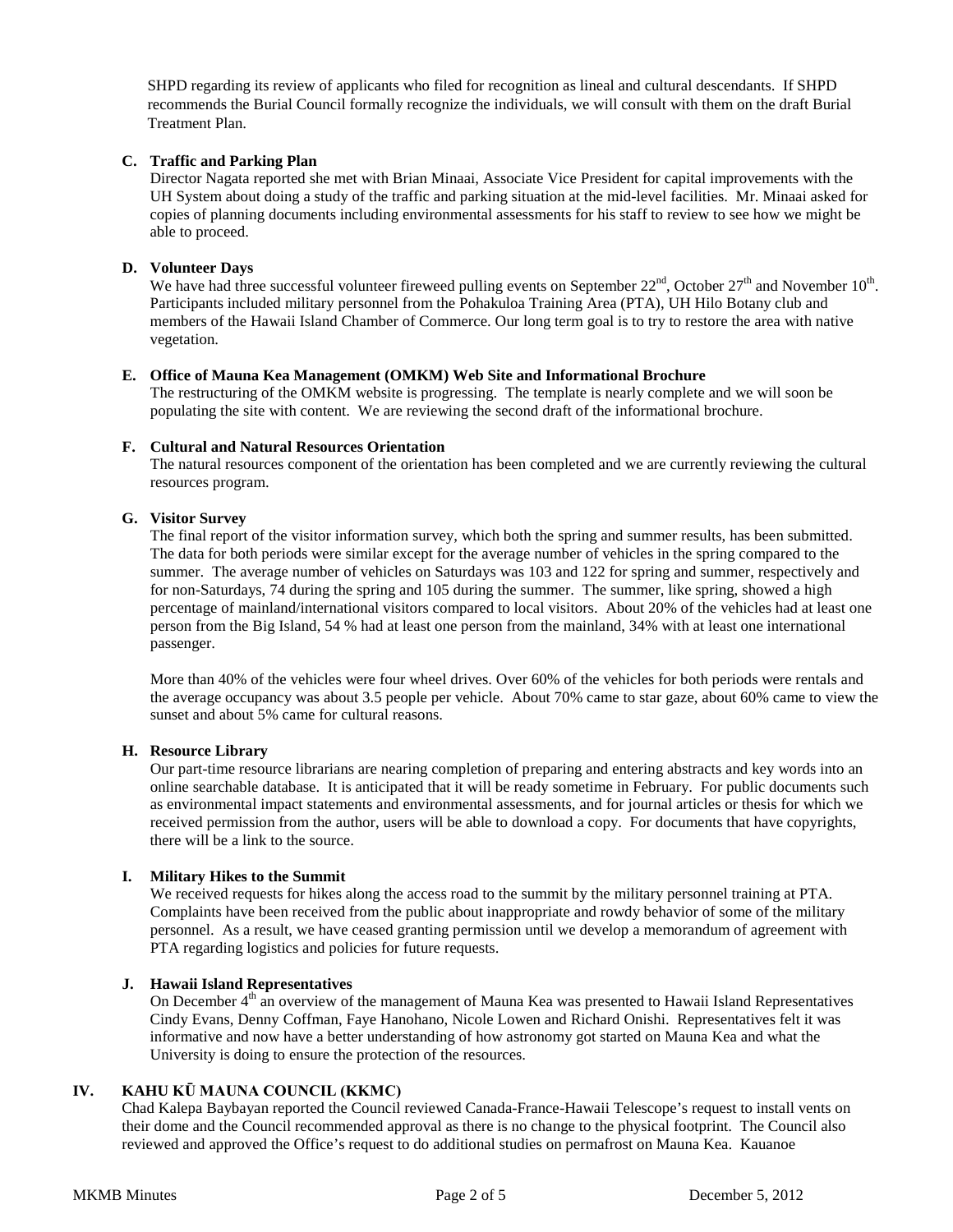SHPD regarding its review of applicants who filed for recognition as lineal and cultural descendants. If SHPD recommends the Burial Council formally recognize the individuals, we will consult with them on the draft Burial Treatment Plan.

**C. Traffic and Parking Plan**

Director Nagata reported she met with Brian Minaai, Associate Vice President for capital improvements with the UH System about doing a study of the traffic and parking situation at the mid-level facilities. Mr. Minaai asked for copies of planning documents including environmental assessments for his staff to review to see how we might be able to proceed.

**D. Volunteer Days**

We have had three successful volunteer fireweed pulling events on September 22nd, October 27th and November 10th. Participants included military personnel from the Pohakuloa Training Area (PTA), UH Hilo Botany club and members of the Hawaii Island Chamber of Commerce. Our long term goal is to try to restore the area with native vegetation.

**E. Office of Mauna Kea Management (OMKM) Web Site and Informational Brochure**

The restructuring of the OMKM website is progressing. The template is nearly complete and we will soon be populating the site with content. We are reviewing the second draft of the informational brochure.

**F. Cultural and Natural Resources Orientation**

The natural resources component of the orientation has been completed and we are currently reviewing the cultural resources program.

**G. Visitor Survey**

The final report of the visitor information survey, which both the spring and summer results, has been submitted. The data for both periods were similar except for the average number of vehicles in the spring compared to the summer. The average number of vehicles on Saturdays was 103 and 122 for spring and summer, respectively and for non-Saturdays, 74 during the spring and 105 during the summer. The summer, like spring, showed a high percentage of mainland/international visitors compared to local visitors. About 20% of the vehicles had at least one person from the Big Island, 54 % had at least one person from the mainland, 34% with at least one international passenger.

More than 40% of the vehicles were four wheel drives. Over 60% of the vehicles for both periods were rentals and the average occupancy was about 3.5 people per vehicle. About 70% came to star gaze, about 60% came to view the sunset and about 5% came for cultural reasons.

**H. Resource Library**

Our part-time resource librarians are nearing completion of preparing and entering abstracts and key words into an online searchable database. It is anticipated that it will be ready sometime in February. For public documents such as environmental impact statements and environmental assessments, and for journal articles or thesis for which we received permission from the author, users will be able to download a copy. For documents that have copyrights, there will be a link to the source.

**I. Military Hikes to the Summit**

We received requests for hikes along the access road to the summit by the military personnel training at PTA. Complaints have been received from the public about inappropriate and rowdy behavior of some of the military personnel. As a result, we have ceased granting permission until we develop a memorandum of agreement with PTA regarding logistics and policies for future requests.

**J. Hawaii Island Representatives**

On December 4th an overview of the management of Mauna Kea was presented to Hawaii Island Representatives Cindy Evans, Denny Coffman, Faye Hanohano, Nicole Lowen and Richard Onishi. Representatives felt it was informative and now have a better understanding of how astronomy got started on Mauna Kea and what the University is doing to ensure the protection of the resources.

## IV. KAHU KŪ MAUNA COUNCIL (KKMC)

Chad Kalepa Baybayan reported the Council reviewed Canada-France-Hawaii Telescope's request to install vents on their dome and the Council recommended approval as there is no change to the physical footprint. The Council also reviewed and approved the Office's request to do additional studies on permafrost on Mauna Kea. Kauanoe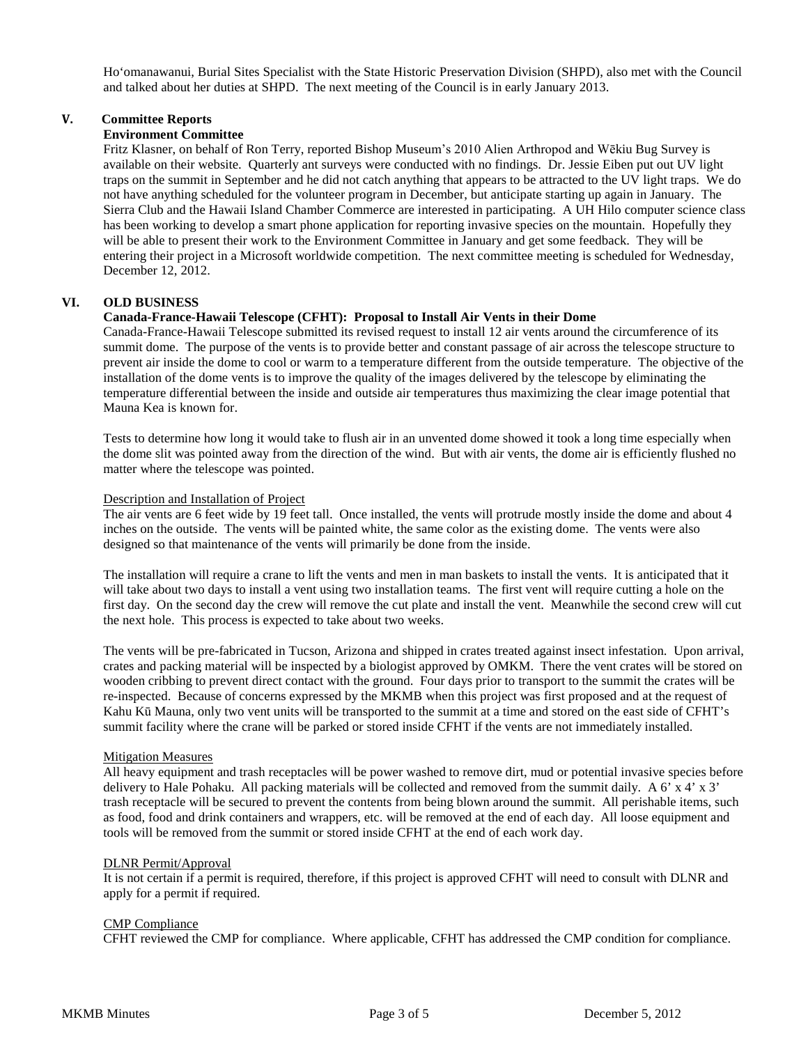Ho'omanawanui, Burial Sites Specialist with the State Historic Preservation Division (SHPD), also met with the Council and talked about her duties at SHPD. The next meeting of the Council is in early January 2013.

## V. Committee Reports

### Environment Committee

Fritz Klasner, on behalf of Ron Terry, reported Bishop Museum's 2010 Alien Arthropod and Wēkiu Bug Survey is available on their website. Quarterly ant surveys were conducted with no findings. Dr. Jessie Eiben put out UV light traps on the summit in September and he did not catch anything that appears to be attracted to the UV light traps. We do not have anything scheduled for the volunteer program in December, but anticipate starting up again in January. The Sierra Club and the Hawaii Island Chamber Commerce are interested in participating. A UH Hilo computer science class has been working to develop a smart phone application for reporting invasive species on the mountain. Hopefully they will be able to present their work to the Environment Committee in January and get some feedback. They will be entering their project in a Microsoft worldwide competition. The next committee meeting is scheduled for Wednesday, December 12, 2012.

## VI. OLD BUSINESS

### Canada-France-Hawaii Telescope (CFHT): Proposal to Install Air Vents in their Dome

Canada-France-Hawaii Telescope submitted its revised request to install 12 air vents around the circumference of its summit dome. The purpose of the vents is to provide better and constant passage of air across the telescope structure to prevent air inside the dome to cool or warm to a temperature different from the outside temperature. The objective of the installation of the dome vents is to improve the quality of the images delivered by the telescope by eliminating the temperature differential between the inside and outside air temperatures thus maximizing the clear image potential that Mauna Kea is known for.

Tests to determine how long it would take to flush air in an unvented dome showed it took a long time especially when the dome slit was pointed away from the direction of the wind. But with air vents, the dome air is efficiently flushed no matter where the telescope was pointed.

Description and Installation of Project

The air vents are 6 feet wide by 19 feet tall. Once installed, the vents will protrude mostly inside the dome and about 4 inches on the outside. The vents will be painted white, the same color as the existing dome. The vents were also designed so that maintenance of the vents will primarily be done from the inside.

The installation will require a crane to lift the vents and men in man baskets to install the vents. It is anticipated that it will take about two days to install a vent using two installation teams. The first vent will require cutting a hole on the first day. On the second day the crew will remove the cut plate and install the vent. Meanwhile the second crew will cut the next hole. This process is expected to take about two weeks.

The vents will be pre-fabricated in Tucson, Arizona and shipped in crates treated against insect infestation. Upon arrival, crates and packing material will be inspected by a biologist approved by OMKM. There the vent crates will be stored on wooden cribbing to prevent direct contact with the ground. Four days prior to transport to the summit the crates will be re-inspected. Because of concerns expressed by the MKMB when this project was first proposed and at the request of Kahu Kū Mauna, only two vent units will be transported to the summit at a time and stored on the east side of CFHT's summit facility where the crane will be parked or stored inside CFHT if the vents are not immediately installed.

Mitigation Measures

All heavy equipment and trash receptacles will be power washed to remove dirt, mud or potential invasive species before delivery to Hale Pohaku. All packing materials will be collected and removed from the summit daily. A 6' x 4' x 3' trash receptacle will be secured to prevent the contents from being blown around the summit. All perishable items, such as food, food and drink containers and wrappers, etc. will be removed at the end of each day. All loose equipment and tools will be removed from the summit or stored inside CFHT at the end of each work day.

DLNR Permit/Approval

It is not certain if a permit is required, therefore, if this project is approved CFHT will need to consult with DLNR and apply for a permit if required.

CMP Compliance

CFHT reviewed the CMP for compliance. Where applicable, CFHT has addressed the CMP condition for compliance.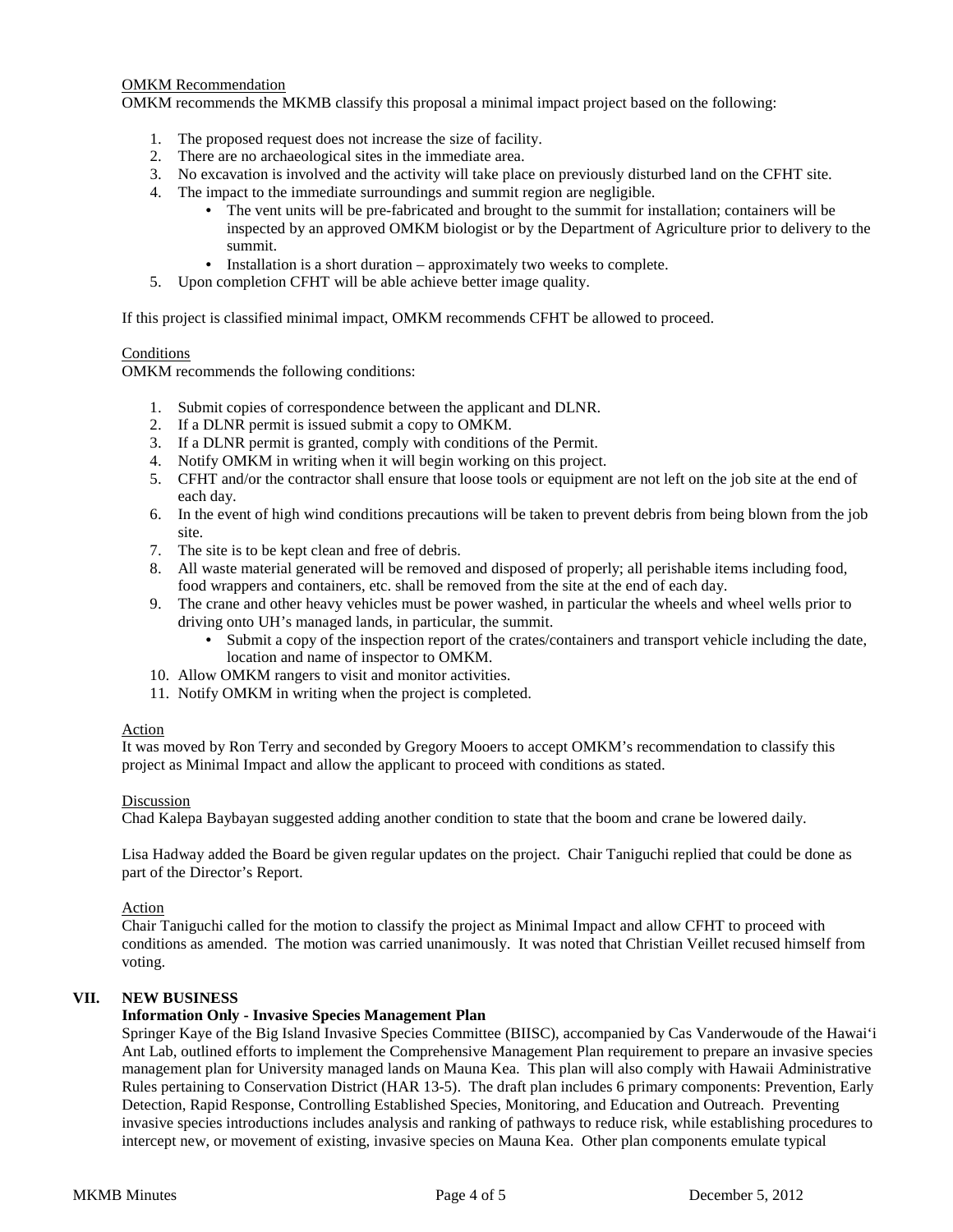OMKM Recommendation

OMKM recommends the MKMB classify this proposal a minimal impact project based on the following:

1. The proposed request does not increase the size of facility.
2. There are no archaeological sites in the immediate area.
3. No excavation is involved and the activity will take place on previously disturbed land on the CFHT site.
4. The impact to the immediate surroundings and summit region are negligible.
   - The vent units will be pre-fabricated and brought to the summit for installation; containers will be inspected by an approved OMKM biologist or by the Department of Agriculture prior to delivery to the summit.
   - Installation is a short duration – approximately two weeks to complete.
5. Upon completion CFHT will be able achieve better image quality.

If this project is classified minimal impact, OMKM recommends CFHT be allowed to proceed.

Conditions

OMKM recommends the following conditions:

1. Submit copies of correspondence between the applicant and DLNR.
2. If a DLNR permit is issued submit a copy to OMKM.
3. If a DLNR permit is granted, comply with conditions of the Permit.
4. Notify OMKM in writing when it will begin working on this project.
5. CFHT and/or the contractor shall ensure that loose tools or equipment are not left on the job site at the end of each day.
6. In the event of high wind conditions precautions will be taken to prevent debris from being blown from the job site.
7. The site is to be kept clean and free of debris.
8. All waste material generated will be removed and disposed of properly; all perishable items including food, food wrappers and containers, etc. shall be removed from the site at the end of each day.
9. The crane and other heavy vehicles must be power washed, in particular the wheels and wheel wells prior to driving onto UH's managed lands, in particular, the summit.
   - Submit a copy of the inspection report of the crates/containers and transport vehicle including the date, location and name of inspector to OMKM.
10. Allow OMKM rangers to visit and monitor activities.
11. Notify OMKM in writing when the project is completed.

Action

It was moved by Ron Terry and seconded by Gregory Mooers to accept OMKM's recommendation to classify this project as Minimal Impact and allow the applicant to proceed with conditions as stated.

Discussion

Chad Kalepa Baybayan suggested adding another condition to state that the boom and crane be lowered daily.

Lisa Hadway added the Board be given regular updates on the project. Chair Taniguchi replied that could be done as part of the Director's Report.

Action

Chair Taniguchi called for the motion to classify the project as Minimal Impact and allow CFHT to proceed with conditions as amended. The motion was carried unanimously. It was noted that Christian Veillet recused himself from voting.

## VII. NEW BUSINESS

**Information Only - Invasive Species Management Plan**

Springer Kaye of the Big Island Invasive Species Committee (BIISC), accompanied by Cas Vanderwoude of the Hawai'i Ant Lab, outlined efforts to implement the Comprehensive Management Plan requirement to prepare an invasive species management plan for University managed lands on Mauna Kea. This plan will also comply with Hawaii Administrative Rules pertaining to Conservation District (HAR 13-5). The draft plan includes 6 primary components: Prevention, Early Detection, Rapid Response, Controlling Established Species, Monitoring, and Education and Outreach. Preventing invasive species introductions includes analysis and ranking of pathways to reduce risk, while establishing procedures to intercept new, or movement of existing, invasive species on Mauna Kea. Other plan components emulate typical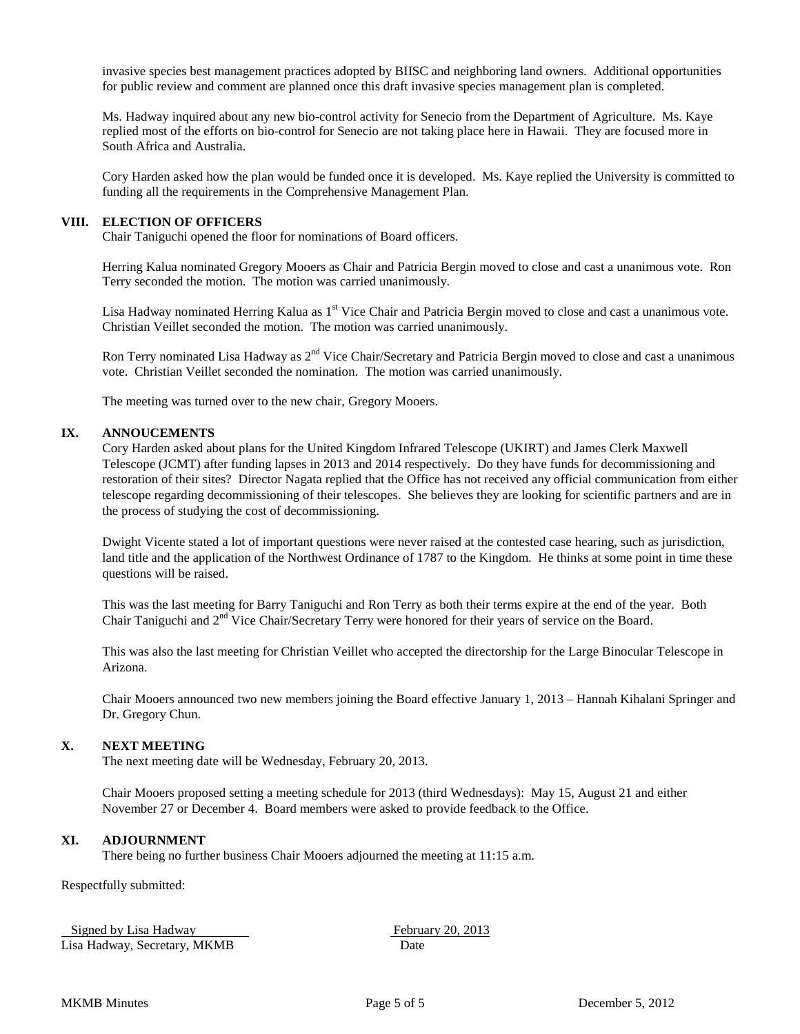invasive species best management practices adopted by BIISC and neighboring land owners. Additional opportunities for public review and comment are planned once this draft invasive species management plan is completed.

Ms. Hadway inquired about any new bio-control activity for Senecio from the Department of Agriculture. Ms. Kaye replied most of the efforts on bio-control for Senecio are not taking place here in Hawaii. They are focused more in South Africa and Australia.

Cory Harden asked how the plan would be funded once it is developed. Ms. Kaye replied the University is committed to funding all the requirements in the Comprehensive Management Plan.

## VIII. ELECTION OF OFFICERS

Chair Taniguchi opened the floor for nominations of Board officers.

Herring Kalua nominated Gregory Mooers as Chair and Patricia Bergin moved to close and cast a unanimous vote. Ron Terry seconded the motion. The motion was carried unanimously.

Lisa Hadway nominated Herring Kalua as 1st Vice Chair and Patricia Bergin moved to close and cast a unanimous vote. Christian Veillet seconded the motion. The motion was carried unanimously.

Ron Terry nominated Lisa Hadway as 2nd Vice Chair/Secretary and Patricia Bergin moved to close and cast a unanimous vote. Christian Veillet seconded the nomination. The motion was carried unanimously.

The meeting was turned over to the new chair, Gregory Mooers.

## IX. ANNOUCEMENTS

Cory Harden asked about plans for the United Kingdom Infrared Telescope (UKIRT) and James Clerk Maxwell Telescope (JCMT) after funding lapses in 2013 and 2014 respectively. Do they have funds for decommissioning and restoration of their sites? Director Nagata replied that the Office has not received any official communication from either telescope regarding decommissioning of their telescopes. She believes they are looking for scientific partners and are in the process of studying the cost of decommissioning.

Dwight Vicente stated a lot of important questions were never raised at the contested case hearing, such as jurisdiction, land title and the application of the Northwest Ordinance of 1787 to the Kingdom. He thinks at some point in time these questions will be raised.

This was the last meeting for Barry Taniguchi and Ron Terry as both their terms expire at the end of the year. Both Chair Taniguchi and 2nd Vice Chair/Secretary Terry were honored for their years of service on the Board.

This was also the last meeting for Christian Veillet who accepted the directorship for the Large Binocular Telescope in Arizona.

Chair Mooers announced two new members joining the Board effective January 1, 2013 – Hannah Kihalani Springer and Dr. Gregory Chun.

## X. NEXT MEETING

The next meeting date will be Wednesday, February 20, 2013.

Chair Mooers proposed setting a meeting schedule for 2013 (third Wednesdays): May 15, August 21 and either November 27 or December 4. Board members were asked to provide feedback to the Office.

## XI. ADJOURNMENT

There being no further business Chair Mooers adjourned the meeting at 11:15 a.m.

Respectfully submitted:

Signed by Lisa Hadway — February 20, 2013

Lisa Hadway, Secretary, MKMB — Date